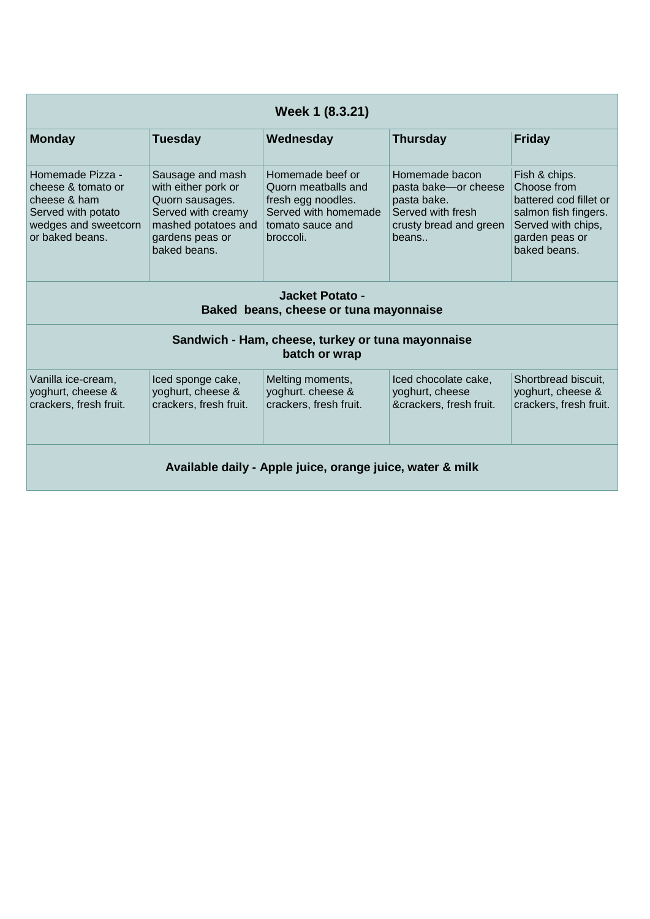| Week 1 (8.3.21) | | | | |
|---|---|---|---|---|
| **Monday** | **Tuesday** | **Wednesday** | **Thursday** | **Friday** |
| Homemade Pizza - cheese & tomato or cheese & ham Served with potato wedges and sweetcorn or baked beans. | Sausage and mash with either pork or Quorn sausages. Served with creamy mashed potatoes and gardens peas or baked beans. | Homemade beef or Quorn meatballs and fresh egg noodles. Served with homemade tomato sauce and broccoli. | Homemade bacon pasta bake—or cheese pasta bake. Served with fresh crusty bread and green beans.. | Fish & chips. Choose from battered cod fillet or salmon fish fingers. Served with chips, garden peas or baked beans. |
| **Jacket Potato - Baked beans, cheese or tuna mayonnaise** | | | | |
| **Sandwich - Ham, cheese, turkey or tuna mayonnaise batch or wrap** | | | | |
| Vanilla ice-cream, yoghurt, cheese & crackers, fresh fruit. | Iced sponge cake, yoghurt, cheese & crackers, fresh fruit. | Melting moments, yoghurt. cheese & crackers, fresh fruit. | Iced chocolate cake, yoghurt, cheese &crackers, fresh fruit. | Shortbread biscuit, yoghurt, cheese & crackers, fresh fruit. |
| **Available daily - Apple juice, orange juice, water & milk** | | | | |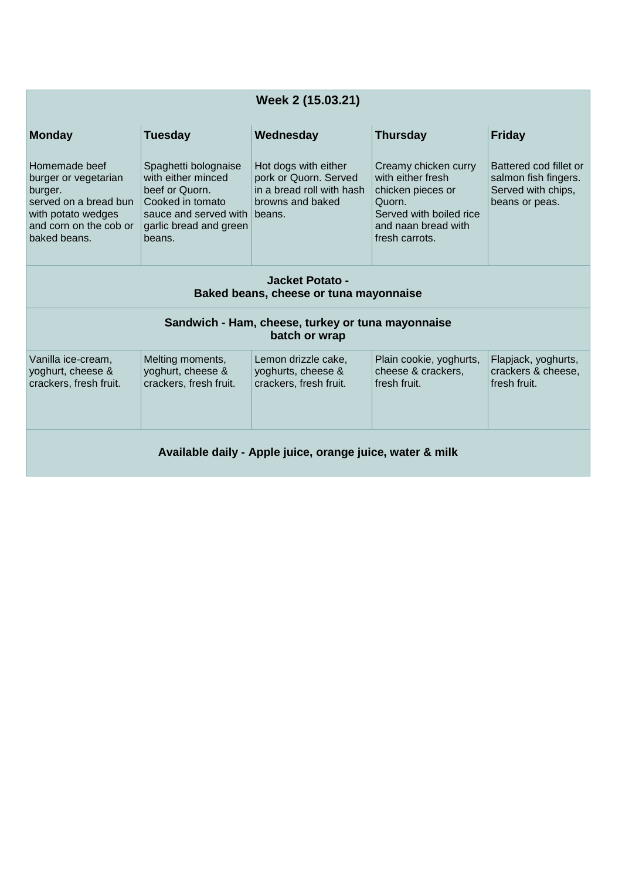| Week 2 (15.03.21) | | | | |
|---|---|---|---|---|
| **Monday** | **Tuesday** | **Wednesday** | **Thursday** | **Friday** |
| Homemade beef burger or vegetarian burger. served on a bread bun with potato wedges and corn on the cob or baked beans. | Spaghetti bolognaise with either minced beef or Quorn. Cooked in tomato sauce and served with garlic bread and green beans. | Hot dogs with either pork or Quorn. Served in a bread roll with hash browns and baked beans. | Creamy chicken curry with either fresh chicken pieces or Quorn. Served with boiled rice and naan bread with fresh carrots. | Battered cod fillet or salmon fish fingers. Served with chips, beans or peas. |
| **Jacket Potato - Baked beans, cheese or tuna mayonnaise** | | | | |
| **Sandwich - Ham, cheese, turkey or tuna mayonnaise batch or wrap** | | | | |
| Vanilla ice-cream, yoghurt, cheese & crackers, fresh fruit. | Melting moments, yoghurt, cheese & crackers, fresh fruit. | Lemon drizzle cake, yoghurts, cheese & crackers, fresh fruit. | Plain cookie, yoghurts, cheese & crackers, fresh fruit. | Flapjack, yoghurts, crackers & cheese, fresh fruit. |
| **Available daily - Apple juice, orange juice, water & milk** | | | | |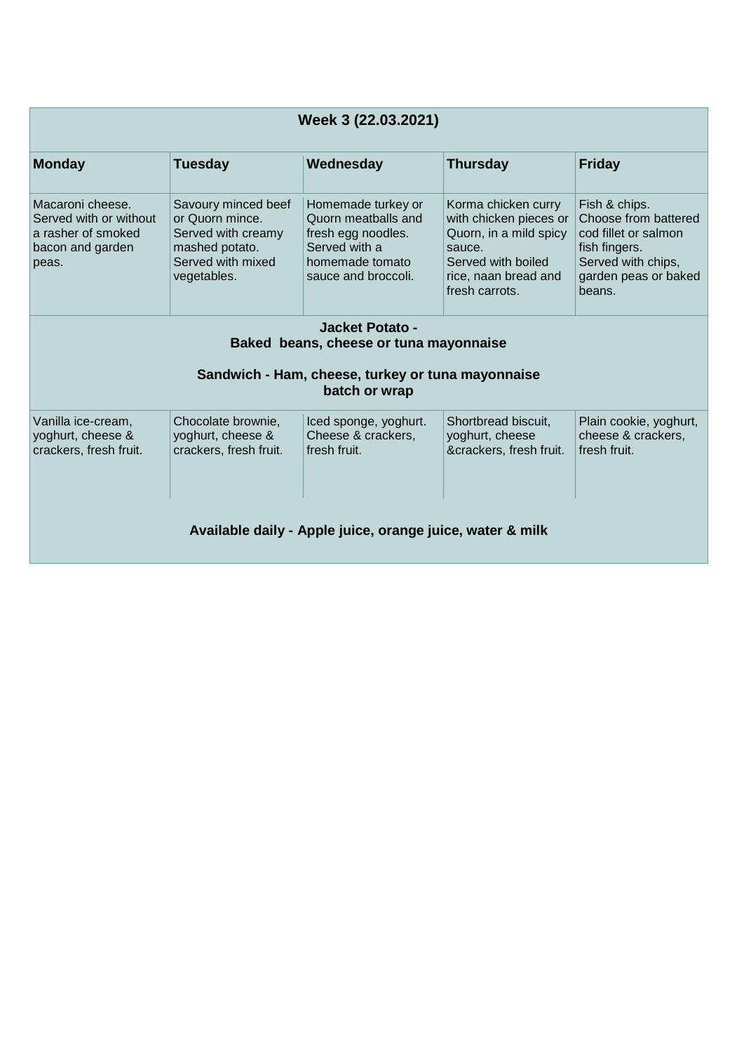| Week 3 (22.03.2021) | | | | |
|---|---|---|---|---|
| **Monday** | **Tuesday** | **Wednesday** | **Thursday** | **Friday** |
| Macaroni cheese. Served with or without a rasher of smoked bacon and garden peas. | Savoury minced beef or Quorn mince. Served with creamy mashed potato. Served with mixed vegetables. | Homemade turkey or Quorn meatballs and fresh egg noodles. Served with a homemade tomato sauce and broccoli. | Korma chicken curry with chicken pieces or Quorn, in a mild spicy sauce. Served with boiled rice, naan bread and fresh carrots. | Fish & chips. Choose from battered cod fillet or salmon fish fingers. Served with chips, garden peas or baked beans. |
| **Jacket Potato - Baked beans, cheese or tuna mayonnaise** **Sandwich - Ham, cheese, turkey or tuna mayonnaise batch or wrap** | | | | |
| Vanilla ice-cream, yoghurt, cheese & crackers, fresh fruit. | Chocolate brownie, yoghurt, cheese & crackers, fresh fruit. | Iced sponge, yoghurt. Cheese & crackers, fresh fruit. | Shortbread biscuit, yoghurt, cheese &crackers, fresh fruit. | Plain cookie, yoghurt, cheese & crackers, fresh fruit. |
| **Available daily - Apple juice, orange juice, water & milk** | | | | |